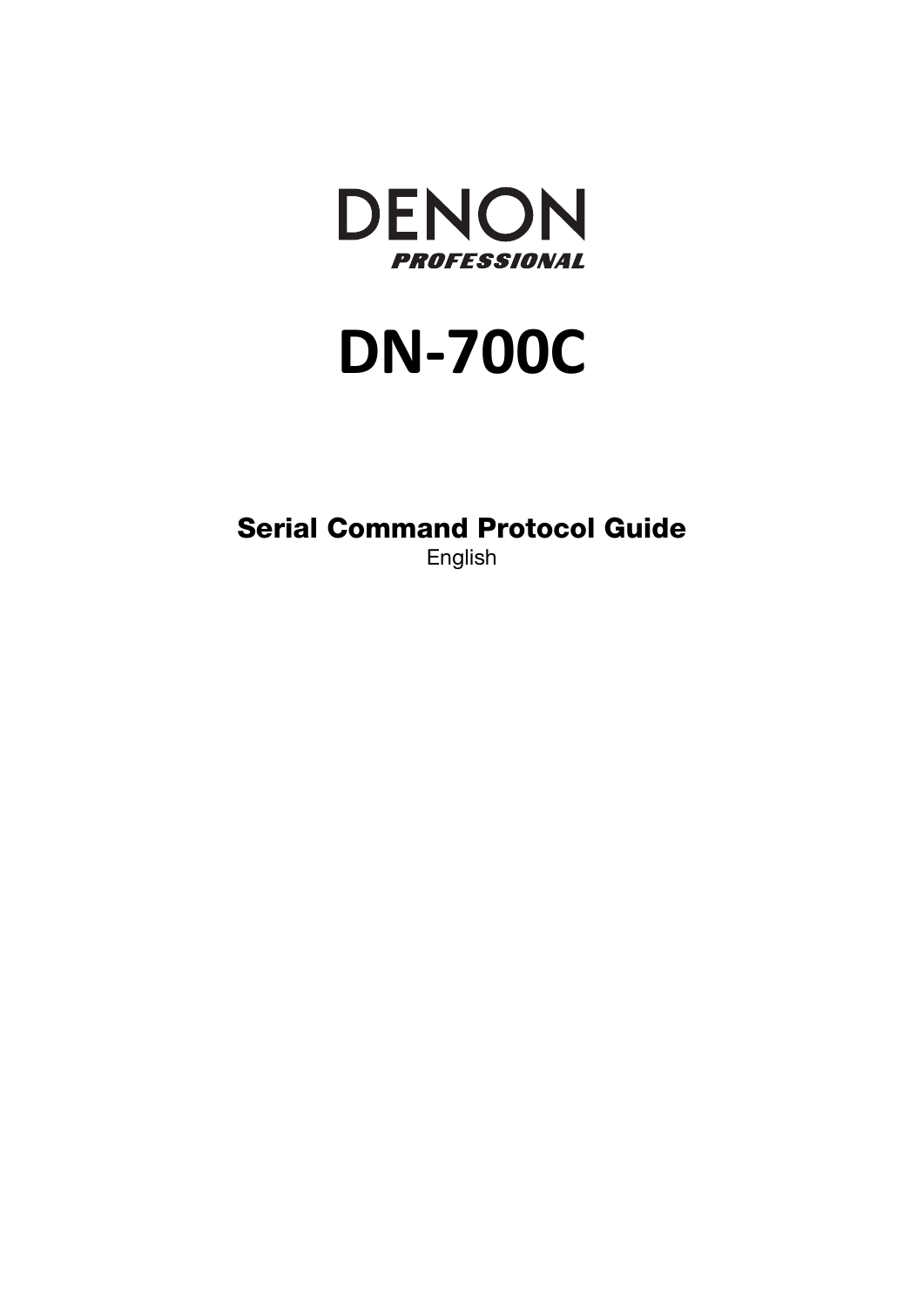DENON

PROFESSIONAL

# DN-700C

## Serial Command Protocol Guide

English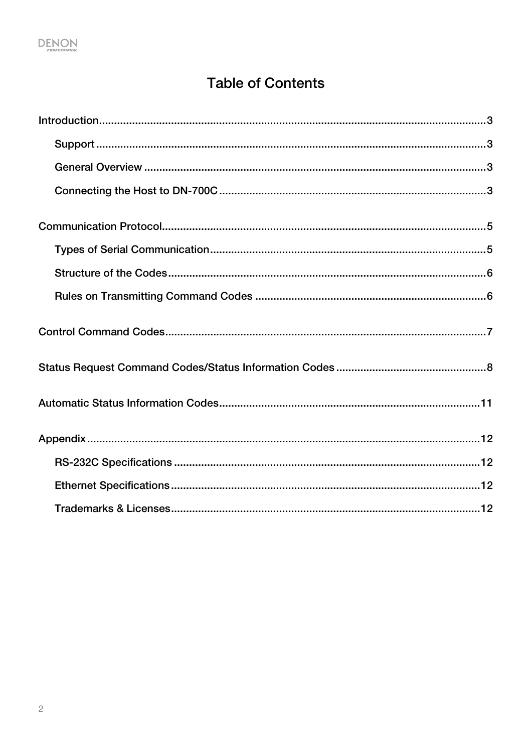# Table of Contents

- Introduction ... 3
  - Support ... 3
  - General Overview ... 3
  - Connecting the Host to DN-700C ... 3
- Communication Protocol ... 5
  - Types of Serial Communication ... 5
  - Structure of the Codes ... 6
  - Rules on Transmitting Command Codes ... 6
- Control Command Codes ... 7
- Status Request Command Codes/Status Information Codes ... 8
- Automatic Status Information Codes ... 11
- Appendix ... 12
  - RS-232C Specifications ... 12
  - Ethernet Specifications ... 12
  - Trademarks & Licenses ... 12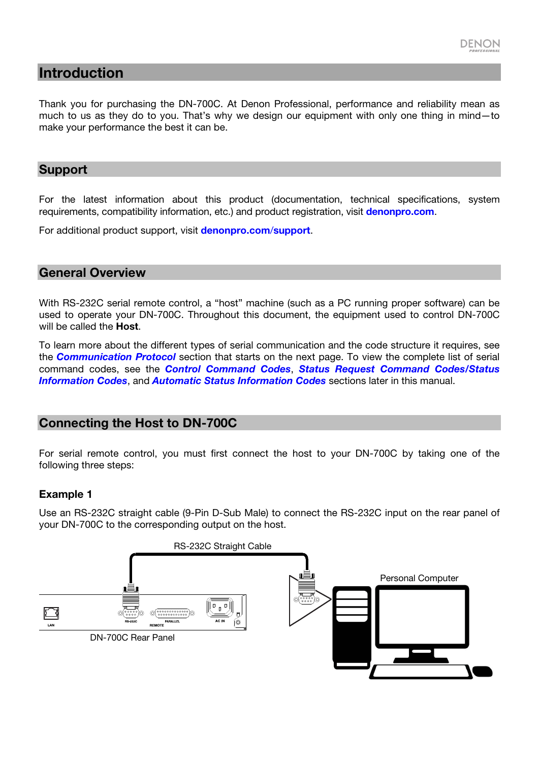## Introduction

Thank you for purchasing the DN-700C. At Denon Professional, performance and reliability mean as much to us as they do to you. That's why we design our equipment with only one thing in mind—to make your performance the best it can be.

## Support

For the latest information about this product (documentation, technical specifications, system requirements, compatibility information, etc.) and product registration, visit **denonpro.com**.

For additional product support, visit **denonpro.com/support**.

## General Overview

With RS-232C serial remote control, a "host" machine (such as a PC running proper software) can be used to operate your DN-700C. Throughout this document, the equipment used to control DN-700C will be called the **Host**.

To learn more about the different types of serial communication and the code structure it requires, see the ***Communication Protocol*** section that starts on the next page. To view the complete list of serial command codes, see the ***Control Command Codes***, ***Status Request Command Codes/Status Information Codes***, and ***Automatic Status Information Codes*** sections later in this manual.

## Connecting the Host to DN-700C

For serial remote control, you must first connect the host to your DN-700C by taking one of the following three steps:

### Example 1

Use an RS-232C straight cable (9-Pin D-Sub Male) to connect the RS-232C input on the rear panel of your DN-700C to the corresponding output on the host.

RS-232C Straight Cable

LAN RS-232C PARALLEL REMOTE AC IN

DN-700C Rear Panel

Personal Computer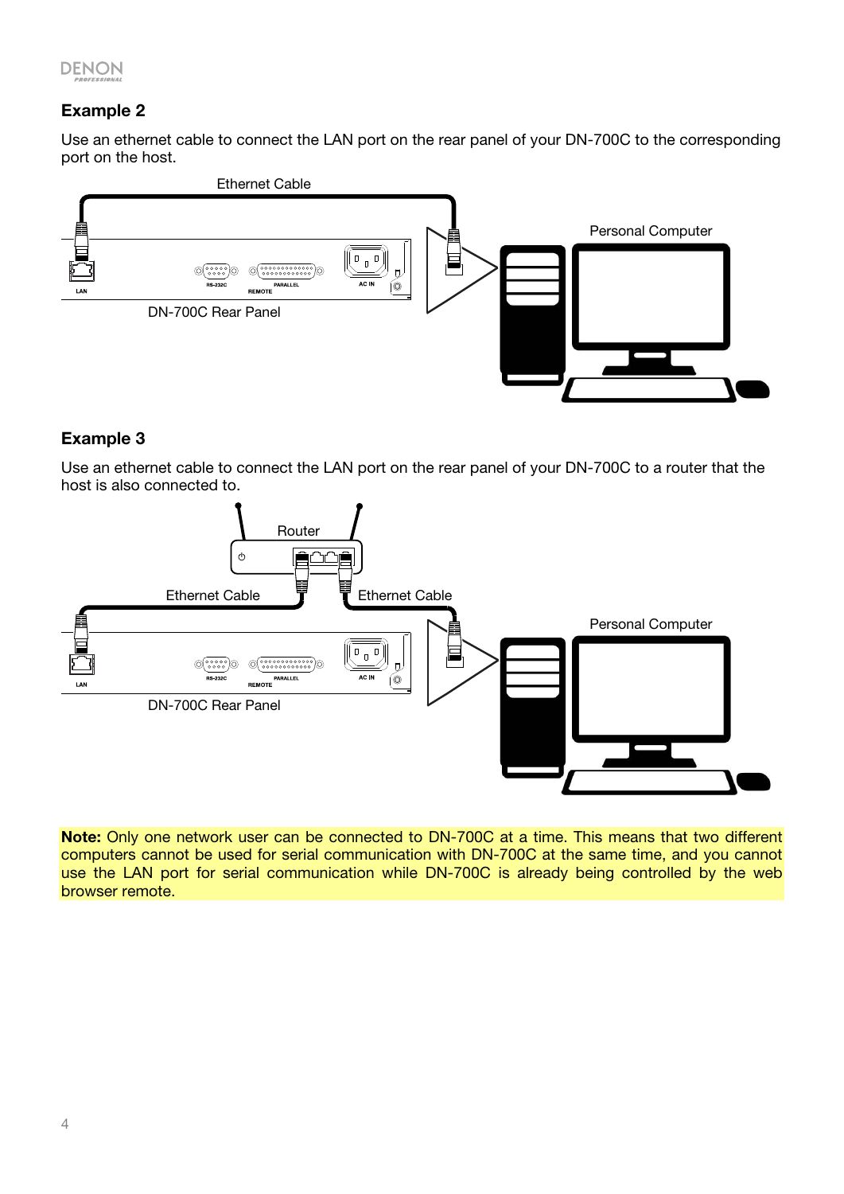## Example 2

Use an ethernet cable to connect the LAN port on the rear panel of your DN-700C to the corresponding port on the host.

## Example 3

Use an ethernet cable to connect the LAN port on the rear panel of your DN-700C to a router that the host is also connected to.

**Note:** Only one network user can be connected to DN-700C at a time. This means that two different computers cannot be used for serial communication with DN-700C at the same time, and you cannot use the LAN port for serial communication while DN-700C is already being controlled by the web browser remote.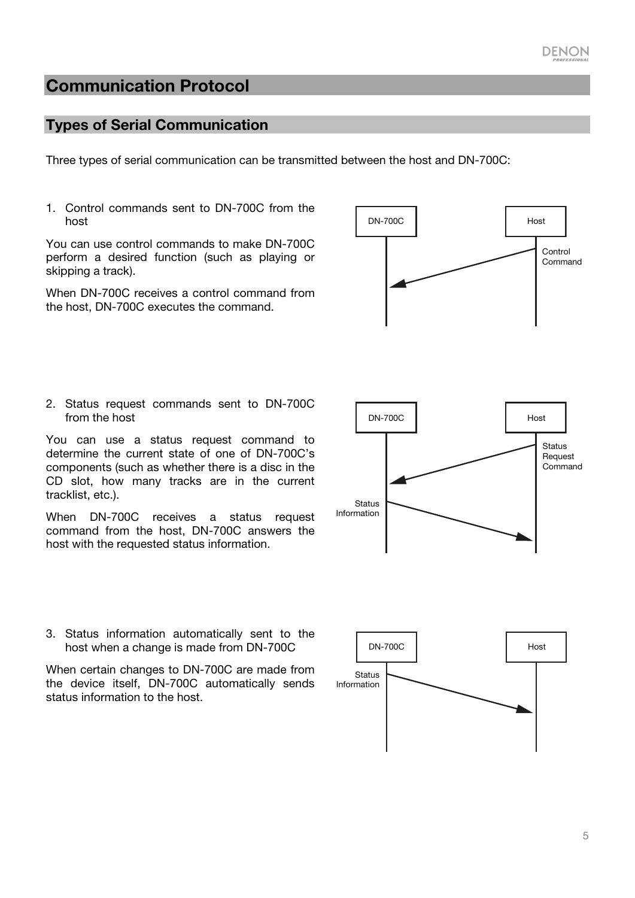# Communication Protocol

## Types of Serial Communication

Three types of serial communication can be transmitted between the host and DN-700C:

1. Control commands sent to DN-700C from the host

You can use control commands to make DN-700C perform a desired function (such as playing or skipping a track).

When DN-700C receives a control command from the host, DN-700C executes the command.

2. Status request commands sent to DN-700C from the host

You can use a status request command to determine the current state of one of DN-700C's components (such as whether there is a disc in the CD slot, how many tracks are in the current tracklist, etc.).

When DN-700C receives a status request command from the host, DN-700C answers the host with the requested status information.

3. Status information automatically sent to the host when a change is made from DN-700C

When certain changes to DN-700C are made from the device itself, DN-700C automatically sends status information to the host.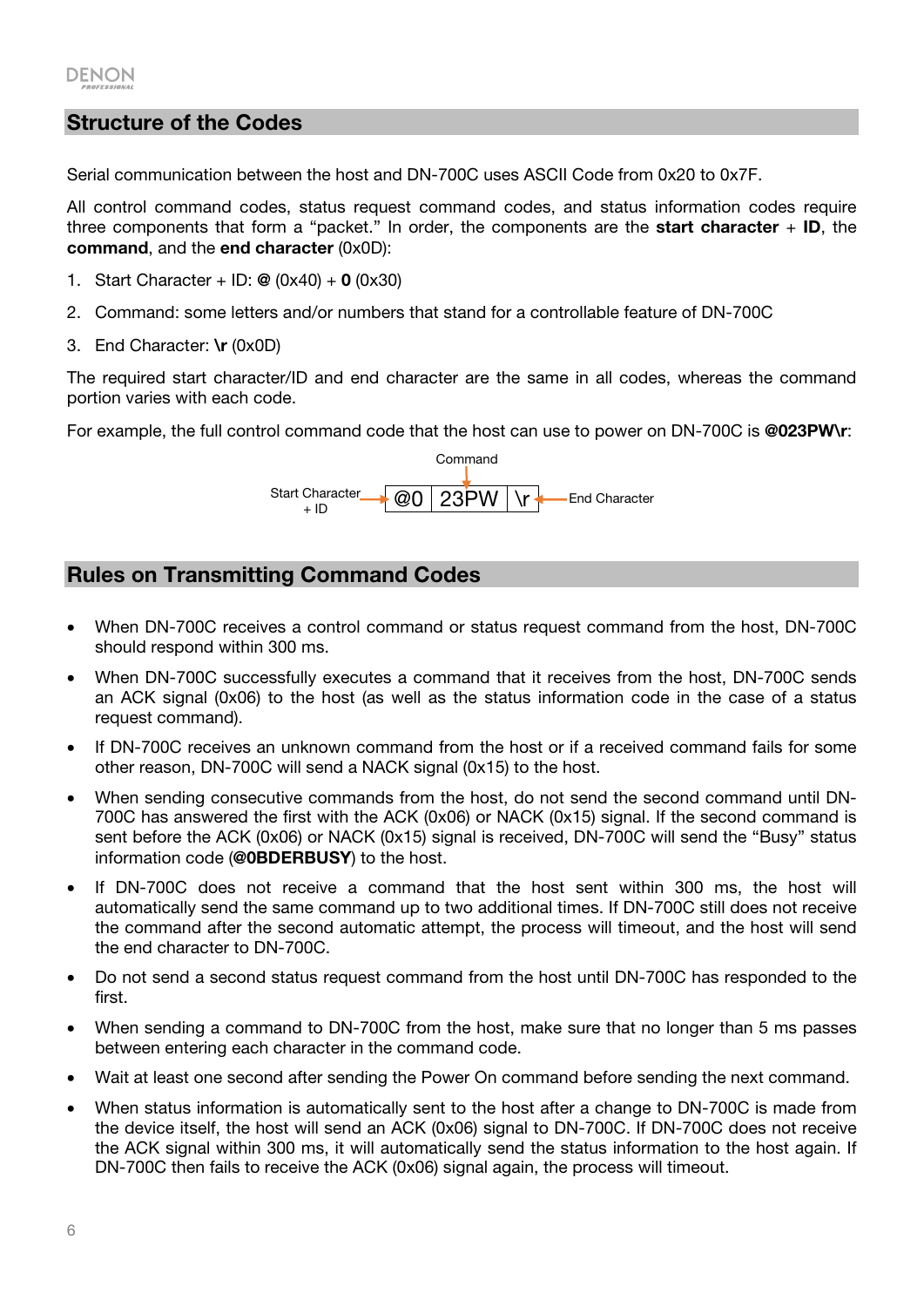## Structure of the Codes

Serial communication between the host and DN-700C uses ASCII Code from 0x20 to 0x7F.

All control command codes, status request command codes, and status information codes require three components that form a "packet." In order, the components are the **start character** + **ID**, the **command**, and the **end character** (0x0D):

1. Start Character + ID: **@** (0x40) + **0** (0x30)
2. Command: some letters and/or numbers that stand for a controllable feature of DN-700C
3. End Character: **\r** (0x0D)

The required start character/ID and end character are the same in all codes, whereas the command portion varies with each code.

For example, the full control command code that the host can use to power on DN-700C is **@023PW\r**:

| Start Character + ID | Command | End Character |
|---|---|---|
| @0 | 23PW | \r |

## Rules on Transmitting Command Codes

- When DN-700C receives a control command or status request command from the host, DN-700C should respond within 300 ms.
- When DN-700C successfully executes a command that it receives from the host, DN-700C sends an ACK signal (0x06) to the host (as well as the status information code in the case of a status request command).
- If DN-700C receives an unknown command from the host or if a received command fails for some other reason, DN-700C will send a NACK signal (0x15) to the host.
- When sending consecutive commands from the host, do not send the second command until DN-700C has answered the first with the ACK (0x06) or NACK (0x15) signal. If the second command is sent before the ACK (0x06) or NACK (0x15) signal is received, DN-700C will send the "Busy" status information code (**@0BDERBUSY**) to the host.
- If DN-700C does not receive a command that the host sent within 300 ms, the host will automatically send the same command up to two additional times. If DN-700C still does not receive the command after the second automatic attempt, the process will timeout, and the host will send the end character to DN-700C.
- Do not send a second status request command from the host until DN-700C has responded to the first.
- When sending a command to DN-700C from the host, make sure that no longer than 5 ms passes between entering each character in the command code.
- Wait at least one second after sending the Power On command before sending the next command.
- When status information is automatically sent to the host after a change to DN-700C is made from the device itself, the host will send an ACK (0x06) signal to DN-700C. If DN-700C does not receive the ACK signal within 300 ms, it will automatically send the status information to the host again. If DN-700C then fails to receive the ACK (0x06) signal again, the process will timeout.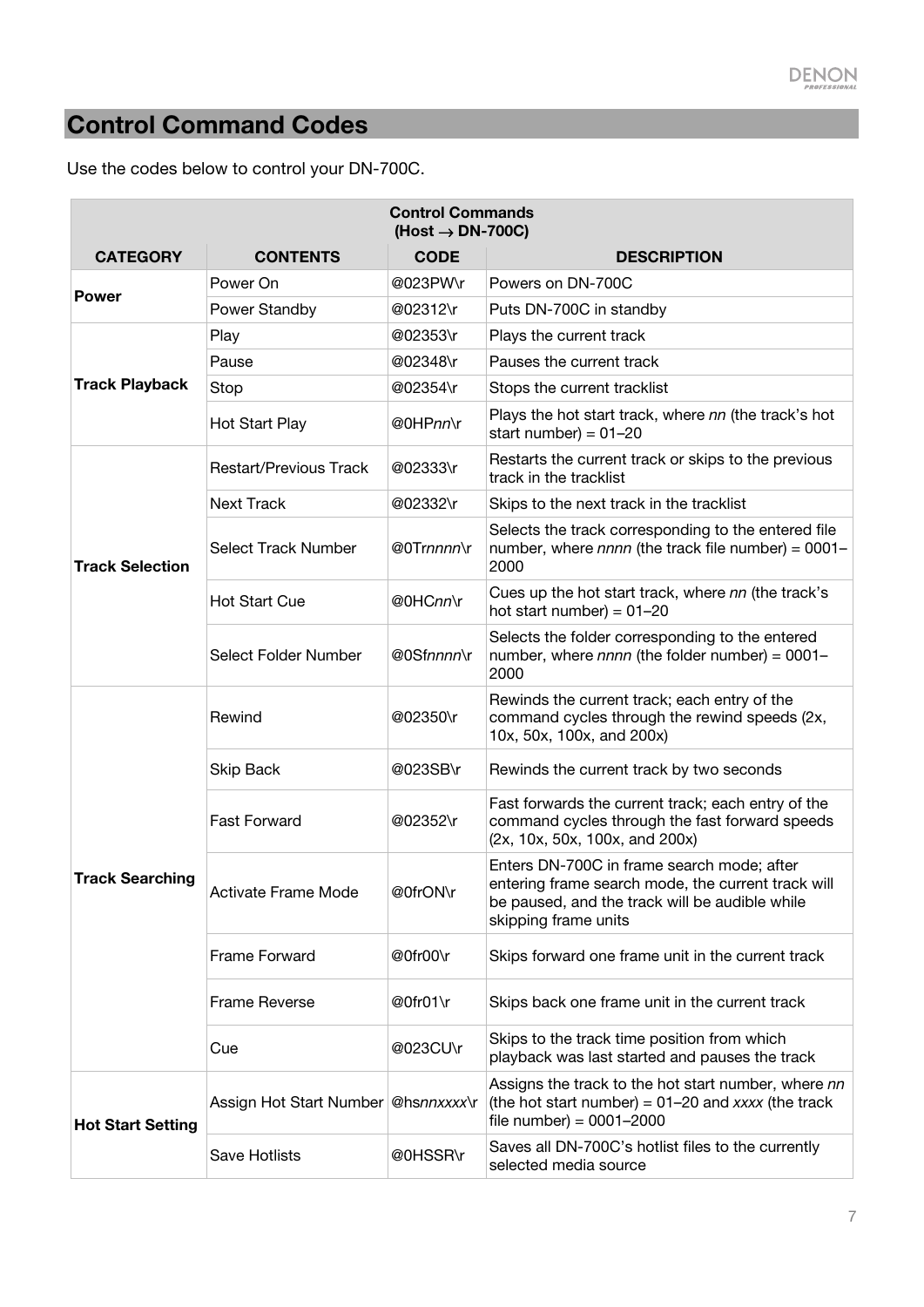## Control Command Codes

Use the codes below to control your DN-700C.

| Control Commands (Host → DN-700C) | | | |
|---|---|---|---|
| **CATEGORY** | **CONTENTS** | **CODE** | **DESCRIPTION** |
| **Power** | Power On | @023PW\r | Powers on DN-700C |
| | Power Standby | @02312\r | Puts DN-700C in standby |
| **Track Playback** | Play | @02353\r | Plays the current track |
| | Pause | @02348\r | Pauses the current track |
| | Stop | @02354\r | Stops the current tracklist |
| | Hot Start Play | @0HP*nn*\r | Plays the hot start track, where *nn* (the track's hot start number) = 01–20 |
| **Track Selection** | Restart/Previous Track | @02333\r | Restarts the current track or skips to the previous track in the tracklist |
| | Next Track | @02332\r | Skips to the next track in the tracklist |
| | Select Track Number | @0Tr*nnnn*\r | Selects the track corresponding to the entered file number, where *nnnn* (the track file number) = 0001–2000 |
| | Hot Start Cue | @0HC*nn*\r | Cues up the hot start track, where *nn* (the track's hot start number) = 01–20 |
| | Select Folder Number | @0Sf*nnnn*\r | Selects the folder corresponding to the entered number, where *nnnn* (the folder number) = 0001–2000 |
| **Track Searching** | Rewind | @02350\r | Rewinds the current track; each entry of the command cycles through the rewind speeds (2x, 10x, 50x, 100x, and 200x) |
| | Skip Back | @023SB\r | Rewinds the current track by two seconds |
| | Fast Forward | @02352\r | Fast forwards the current track; each entry of the command cycles through the fast forward speeds (2x, 10x, 50x, 100x, and 200x) |
| | Activate Frame Mode | @0frON\r | Enters DN-700C in frame search mode; after entering frame search mode, the current track will be paused, and the track will be audible while skipping frame units |
| | Frame Forward | @0fr00\r | Skips forward one frame unit in the current track |
| | Frame Reverse | @0fr01\r | Skips back one frame unit in the current track |
| | Cue | @023CU\r | Skips to the track time position from which playback was last started and pauses the track |
| **Hot Start Setting** | Assign Hot Start Number | @hs*nnxxxx*\r | Assigns the track to the hot start number, where *nn* (the hot start number) = 01–20 and *xxxx* (the track file number) = 0001–2000 |
| | Save Hotlists | @0HSSR\r | Saves all DN-700C's hotlist files to the currently selected media source |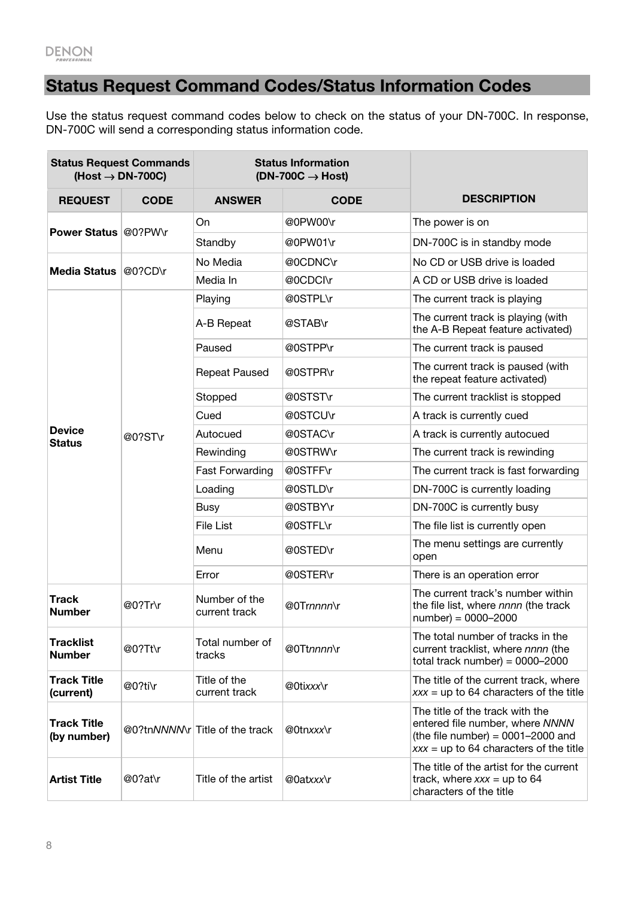## Status Request Command Codes/Status Information Codes

Use the status request command codes below to check on the status of your DN-700C. In response, DN-700C will send a corresponding status information code.

| Status Request Commands (Host → DN-700C) | | Status Information (DN-700C → Host) | | |
|---|---|---|---|---|
| **REQUEST** | **CODE** | **ANSWER** | **CODE** | **DESCRIPTION** |
| **Power Status** | @0?PW\r | On | @0PW00\r | The power is on |
| | | Standby | @0PW01\r | DN-700C is in standby mode |
| **Media Status** | @0?CD\r | No Media | @0CDNC\r | No CD or USB drive is loaded |
| | | Media In | @0CDCI\r | A CD or USB drive is loaded |
| **Device Status** | @0?ST\r | Playing | @0STPL\r | The current track is playing |
| | | A-B Repeat | @STAB\r | The current track is playing (with the A-B Repeat feature activated) |
| | | Paused | @0STPP\r | The current track is paused |
| | | Repeat Paused | @0STPR\r | The current track is paused (with the repeat feature activated) |
| | | Stopped | @0STST\r | The current tracklist is stopped |
| | | Cued | @0STCU\r | A track is currently cued |
| | | Autocued | @0STAC\r | A track is currently autocued |
| | | Rewinding | @0STRW\r | The current track is rewinding |
| | | Fast Forwarding | @0STFF\r | The current track is fast forwarding |
| | | Loading | @0STLD\r | DN-700C is currently loading |
| | | Busy | @0STBY\r | DN-700C is currently busy |
| | | File List | @0STFL\r | The file list is currently open |
| | | Menu | @0STED\r | The menu settings are currently open |
| | | Error | @0STER\r | There is an operation error |
| **Track Number** | @0?Tr\r | Number of the current track | @0Tr*nnnn*\r | The current track's number within the file list, where *nnnn* (the track number) = 0000–2000 |
| **Tracklist Number** | @0?Tt\r | Total number of tracks | @0Tt*nnnn*\r | The total number of tracks in the current tracklist, where *nnnn* (the total track number) = 0000–2000 |
| **Track Title (current)** | @0?ti\r | Title of the current track | @0ti*xxx*\r | The title of the current track, where *xxx* = up to 64 characters of the title |
| **Track Title (by number)** | @0?tn*NNNN*\r | Title of the track | @0tn*xxx*\r | The title of the track with the entered file number, where *NNNN* (the file number) = 0001–2000 and *xxx* = up to 64 characters of the title |
| **Artist Title** | @0?at\r | Title of the artist | @0at*xxx*\r | The title of the artist for the current track, where *xxx* = up to 64 characters of the title |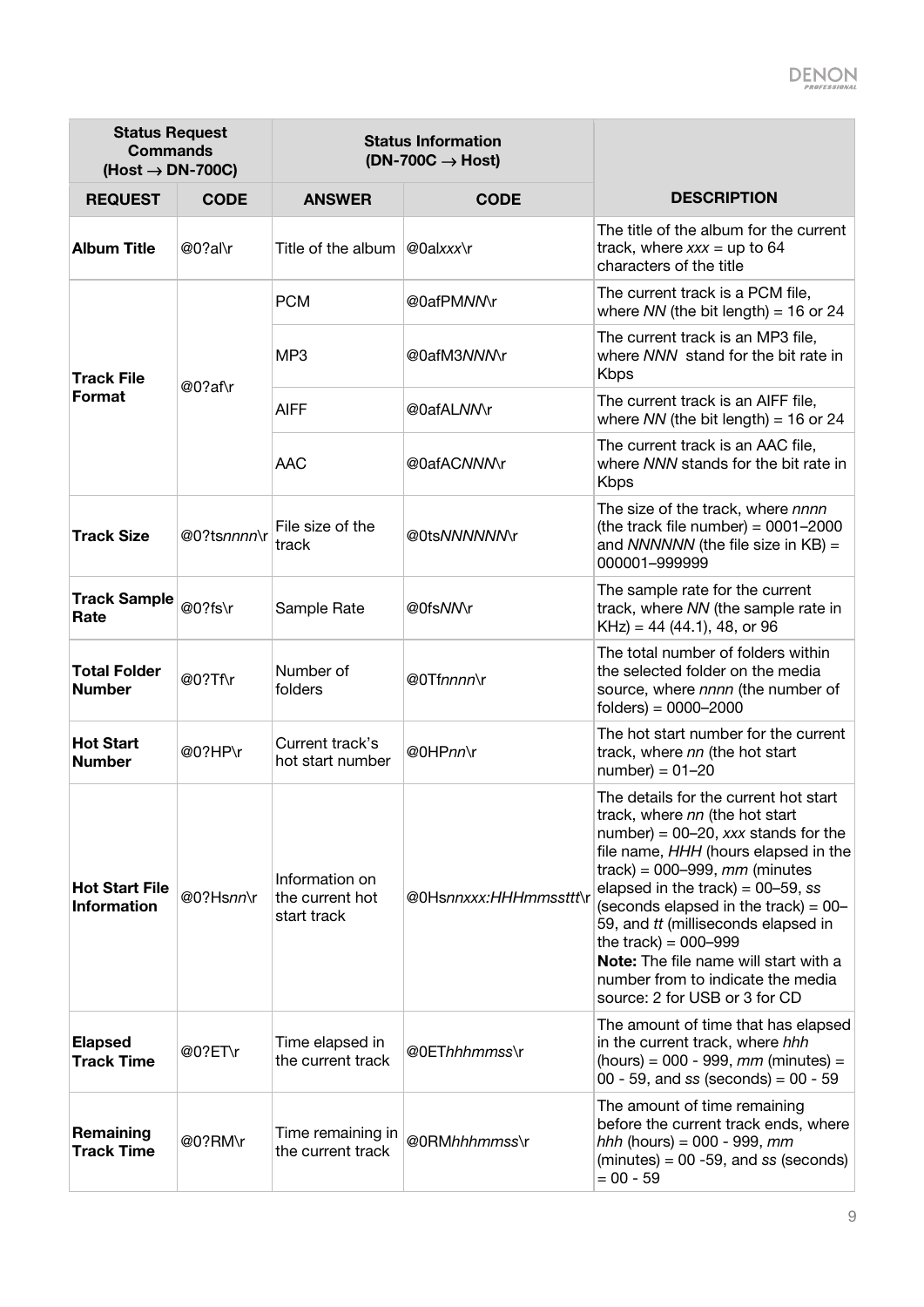| Status Request Commands (Host → DN-700C) | | Status Information (DN-700C → Host) | | |
|---|---|---|---|---|
| **REQUEST** | **CODE** | **ANSWER** | **CODE** | **DESCRIPTION** |
| **Album Title** | @0?al\r | Title of the album | @0al*xxx*\r | The title of the album for the current track, where *xxx* = up to 64 characters of the title |
| **Track File Format** | @0?af\r | PCM | @0afPM*NN*\r | The current track is a PCM file, where *NN* (the bit length) = 16 or 24 |
| | | MP3 | @0afM3*NNN*\r | The current track is an MP3 file, where *NNN* stand for the bit rate in Kbps |
| | | AIFF | @0afAL*NN*\r | The current track is an AIFF file, where *NN* (the bit length) = 16 or 24 |
| | | AAC | @0afAC*NNN*\r | The current track is an AAC file, where *NNN* stands for the bit rate in Kbps |
| **Track Size** | @0?ts*nnnn*\r | File size of the track | @0ts*NNNNNN*\r | The size of the track, where *nnnn* (the track file number) = 0001–2000 and *NNNNNN* (the file size in KB) = 000001–999999 |
| **Track Sample Rate** | @0?fs\r | Sample Rate | @0fs*NN*\r | The sample rate for the current track, where *NN* (the sample rate in KHz) = 44 (44.1), 48, or 96 |
| **Total Folder Number** | @0?Tf\r | Number of folders | @0Tf*nnnn*\r | The total number of folders within the selected folder on the media source, where *nnnn* (the number of folders) = 0000–2000 |
| **Hot Start Number** | @0?HP\r | Current track's hot start number | @0HP*nn*\r | The hot start number for the current track, where *nn* (the hot start number) = 01–20 |
| **Hot Start File Information** | @0?Hs*nn*\r | Information on the current hot start track | @0Hs*nnxxx:HHHmmssttt*\r | The details for the current hot start track, where *nn* (the hot start number) = 00–20, *xxx* stands for the file name, *HHH* (hours elapsed in the track) = 000–999, *mm* (minutes elapsed in the track) = 00–59, *ss* (seconds elapsed in the track) = 00–59, and *tt* (milliseconds elapsed in the track) = 000–999<br>**Note:** The file name will start with a number from to indicate the media source: 2 for USB or 3 for CD |
| **Elapsed Track Time** | @0?ET\r | Time elapsed in the current track | @0ET*hhhmmss*\r | The amount of time that has elapsed in the current track, where *hhh* (hours) = 000 - 999, *mm* (minutes) = 00 - 59, and *ss* (seconds) = 00 - 59 |
| **Remaining Track Time** | @0?RM\r | Time remaining in the current track | @0RM*hhhmmss*\r | The amount of time remaining before the current track ends, where *hhh* (hours) = 000 - 999, *mm* (minutes) = 00 -59, and *ss* (seconds) = 00 - 59 |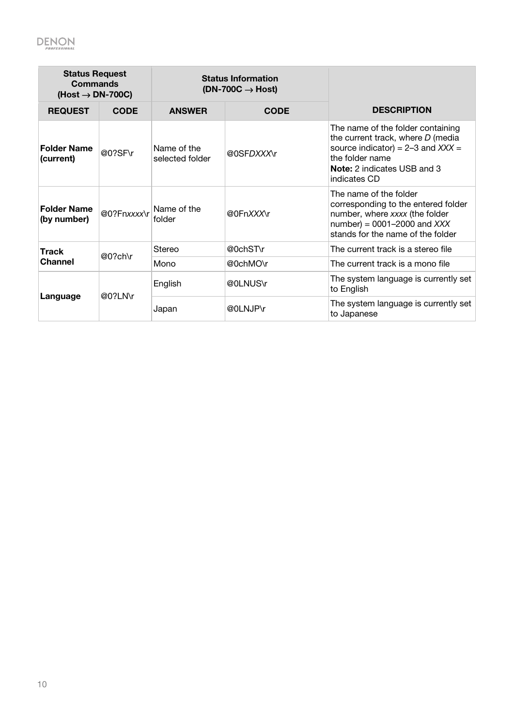| Status Request Commands (Host → DN-700C) | | Status Information (DN-700C → Host) | | |
|---|---|---|---|---|
| **REQUEST** | **CODE** | **ANSWER** | **CODE** | **DESCRIPTION** |
| **Folder Name (current)** | @0?SF\r | Name of the selected folder | @0SF*DXXX*\r | The name of the folder containing the current track, where *D* (media source indicator) = 2–3 and *XXX* = the folder name<br>**Note:** 2 indicates USB and 3 indicates CD |
| **Folder Name (by number)** | @0?Fn*xxxx*\r | Name of the folder | @0Fn*XXX*\r | The name of the folder corresponding to the entered folder number, where *xxxx* (the folder number) = 0001–2000 and *XXX* stands for the name of the folder |
| **Track Channel** | @0?ch\r | Stereo | @0chST\r | The current track is a stereo file |
| | | Mono | @0chMO\r | The current track is a mono file |
| **Language** | @0?LN\r | English | @0LNUS\r | The system language is currently set to English |
| | | Japan | @0LNJP\r | The system language is currently set to Japanese |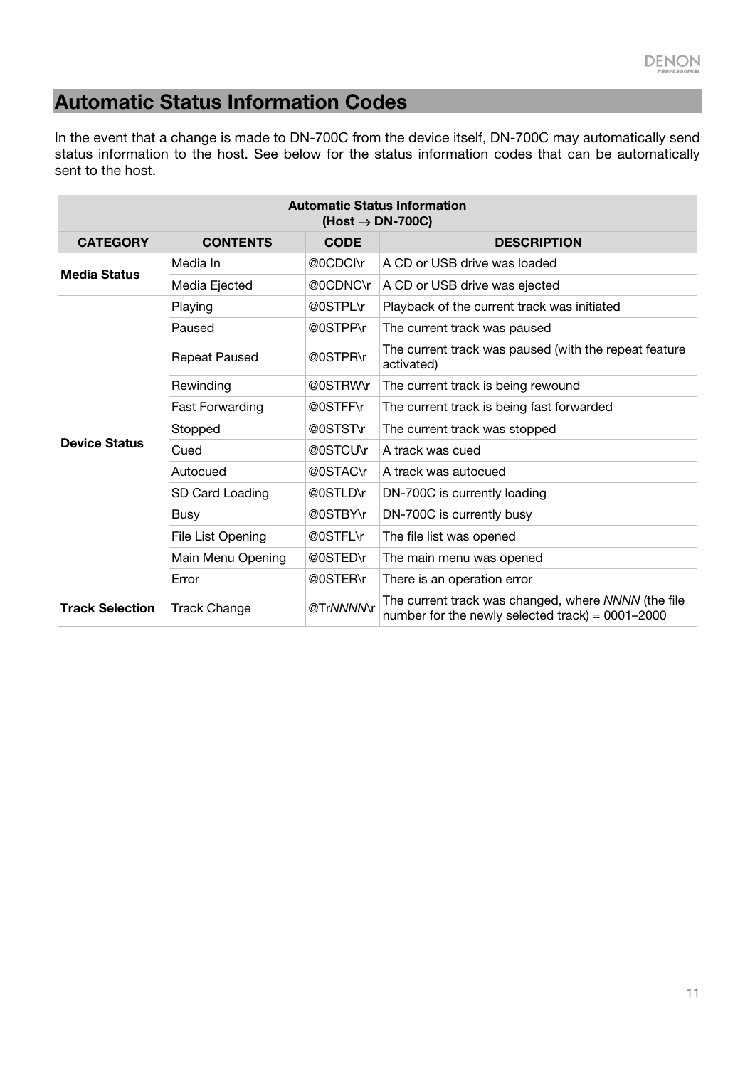# Automatic Status Information Codes

In the event that a change is made to DN-700C from the device itself, DN-700C may automatically send status information to the host. See below for the status information codes that can be automatically sent to the host.

| Automatic Status Information (Host → DN-700C) | | | |
|---|---|---|---|
| **CATEGORY** | **CONTENTS** | **CODE** | **DESCRIPTION** |
| **Media Status** | Media In | @0CDCI\r | A CD or USB drive was loaded |
| | Media Ejected | @0CDNC\r | A CD or USB drive was ejected |
| **Device Status** | Playing | @0STPL\r | Playback of the current track was initiated |
| | Paused | @0STPP\r | The current track was paused |
| | Repeat Paused | @0STPR\r | The current track was paused (with the repeat feature activated) |
| | Rewinding | @0STRW\r | The current track is being rewound |
| | Fast Forwarding | @0STFF\r | The current track is being fast forwarded |
| | Stopped | @0STST\r | The current track was stopped |
| | Cued | @0STCU\r | A track was cued |
| | Autocued | @0STAC\r | A track was autocued |
| | SD Card Loading | @0STLD\r | DN-700C is currently loading |
| | Busy | @0STBY\r | DN-700C is currently busy |
| | File List Opening | @0STFL\r | The file list was opened |
| | Main Menu Opening | @0STED\r | The main menu was opened |
| | Error | @0STER\r | There is an operation error |
| **Track Selection** | Track Change | @Tr*NNNN*\r | The current track was changed, where *NNNN* (the file number for the newly selected track) = 0001–2000 |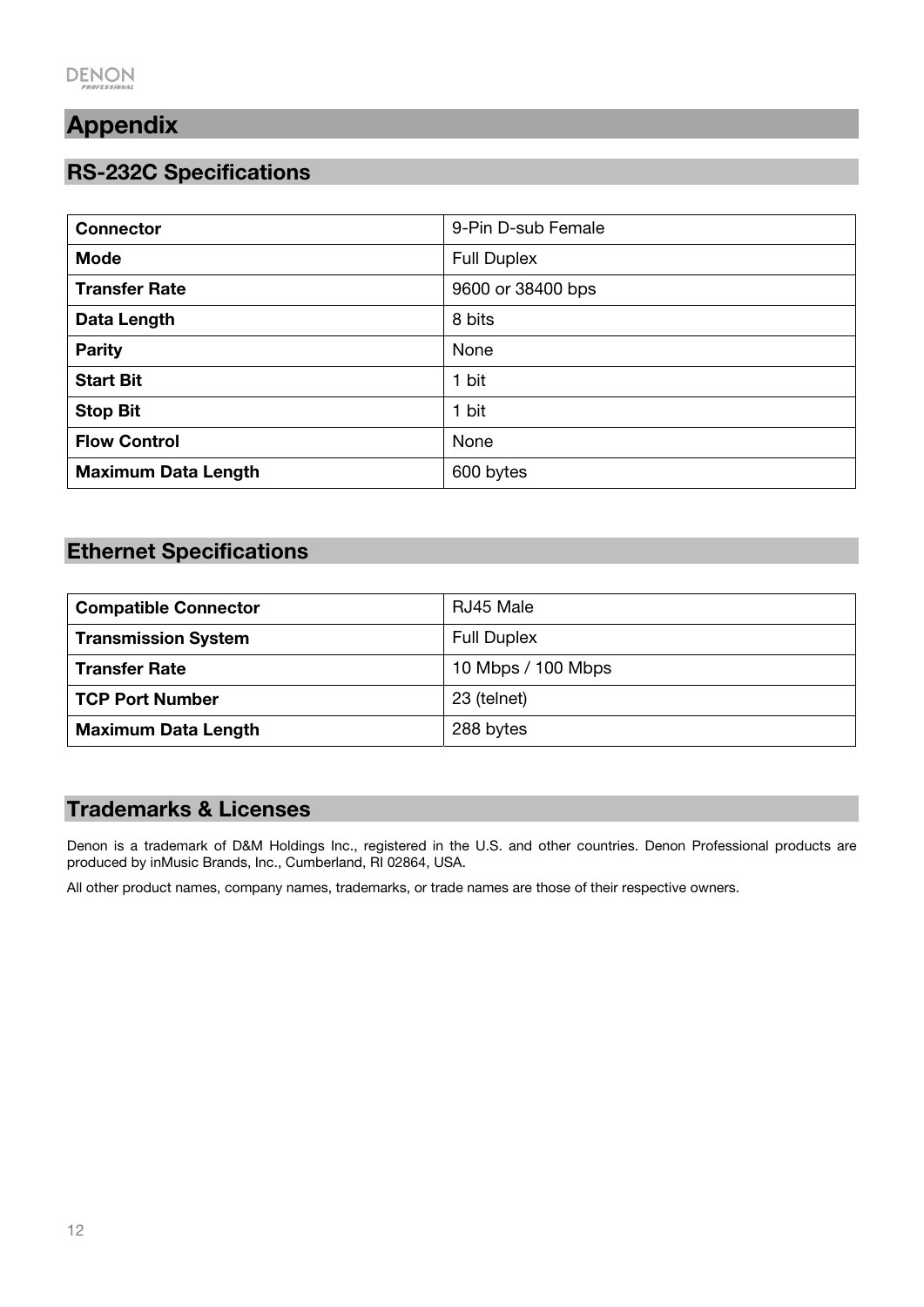# Appendix

## RS-232C Specifications

| Connector | 9-Pin D-sub Female |
|---|---|
| Mode | Full Duplex |
| Transfer Rate | 9600 or 38400 bps |
| Data Length | 8 bits |
| Parity | None |
| Start Bit | 1 bit |
| Stop Bit | 1 bit |
| Flow Control | None |
| Maximum Data Length | 600 bytes |

## Ethernet Specifications

| Compatible Connector | RJ45 Male |
|---|---|
| Transmission System | Full Duplex |
| Transfer Rate | 10 Mbps / 100 Mbps |
| TCP Port Number | 23 (telnet) |
| Maximum Data Length | 288 bytes |

## Trademarks & Licenses

Denon is a trademark of D&M Holdings Inc., registered in the U.S. and other countries. Denon Professional products are produced by inMusic Brands, Inc., Cumberland, RI 02864, USA.

All other product names, company names, trademarks, or trade names are those of their respective owners.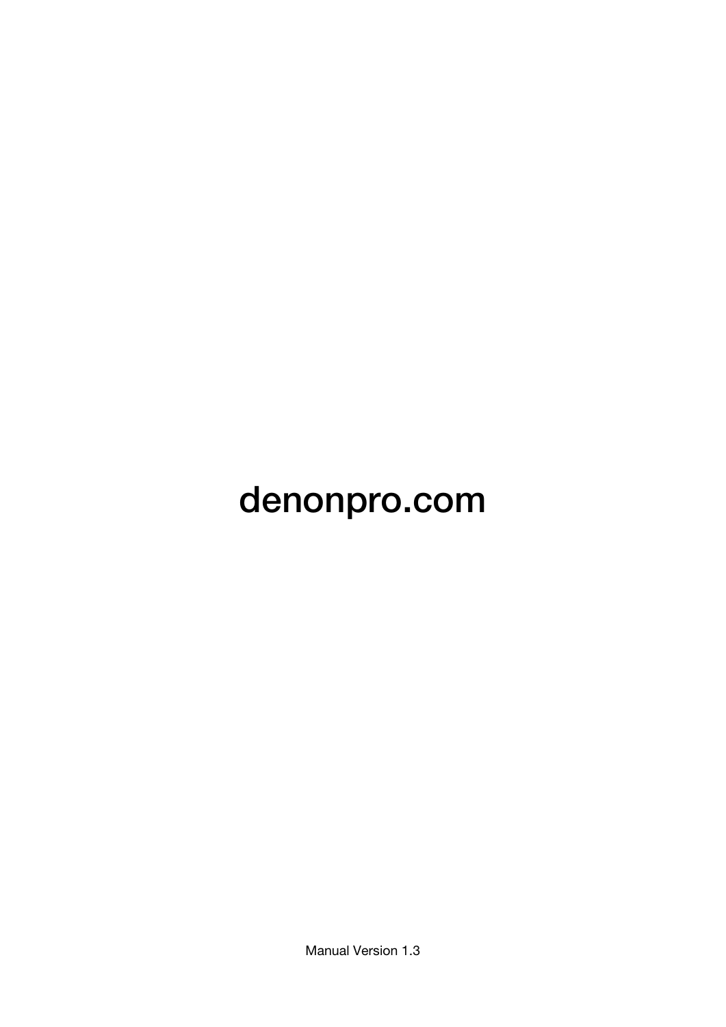denonpro.com

Manual Version 1.3